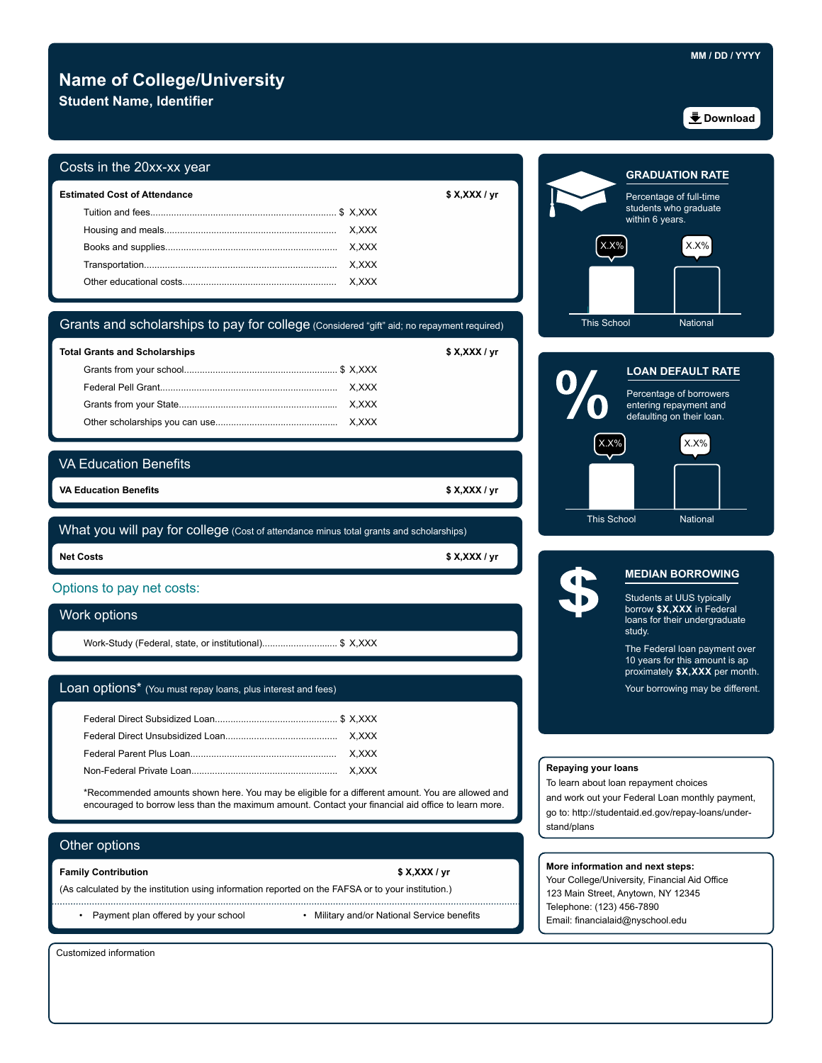MM / DD / YYYY

# Name of College/University

**Student Name, Identifier**

Download

## Costs in the 20xx-xx year

| **Estimated Cost of Attendance** | **$ X,XXX / yr** |
|---|---|
| Tuition and fees | $ X,XXX |
| Housing and meals | X,XXX |
| Books and supplies | X,XXX |
| Transportation | X,XXX |
| Other educational costs | X,XXX |

## Grants and scholarships to pay for college (Considered "gift" aid; no repayment required)

| **Total Grants and Scholarships** | **$ X,XXX / yr** |
|---|---|
| Grants from your school | $ X,XXX |
| Federal Pell Grant | X,XXX |
| Grants from your State | X,XXX |
| Other scholarships you can use | X,XXX |

## VA Education Benefits

**VA Education Benefits** — **$ X,XXX / yr**

## What you will pay for college (Cost of attendance minus total grants and scholarships)

**Net Costs** — **$ X,XXX / yr**

## Options to pay net costs:

### Work options

| Work-Study (Federal, state, or institutional) | $ X,XXX |
|---|---|

### Loan options* (You must repay loans, plus interest and fees)

| Loan | Amount |
|---|---|
| Federal Direct Subsidized Loan | $ X,XXX |
| Federal Direct Unsubsidized Loan | X,XXX |
| Federal Parent Plus Loan | X,XXX |
| Non-Federal Private Loan | X,XXX |

*Recommended amounts shown here. You may be eligible for a different amount. You are allowed and encouraged to borrow less than the maximum amount. Contact your financial aid office to learn more.

### Other options

**Family Contribution** — **$ X,XXX / yr**

(As calculated by the institution using information reported on the FAFSA or to your institution.)

- Payment plan offered by your school
- Military and/or National Service benefits

## GRADUATION RATE

Percentage of full-time students who graduate within 6 years.

| This School | National |
|---|---|
| X.X% | X.X% |

## LOAN DEFAULT RATE

Percentage of borrowers entering repayment and defaulting on their loan.

| This School | National |
|---|---|
| X.X% | X.X% |

## MEDIAN BORROWING

Students at UUS typically borrow **$X,XXX** in Federal loans for their undergraduate study.

The Federal loan payment over 10 years for this amount is approximately **$X,XXX** per month.

Your borrowing may be different.

**Repaying your loans**

To learn about loan repayment choices and work out your Federal Loan monthly payment, go to: http://studentaid.ed.gov/repay-loans/understand/plans

**More information and next steps:**

Your College/University, Financial Aid Office
123 Main Street, Anytown, NY 12345
Telephone: (123) 456-7890
Email: financialaid@nyschool.edu

Customized information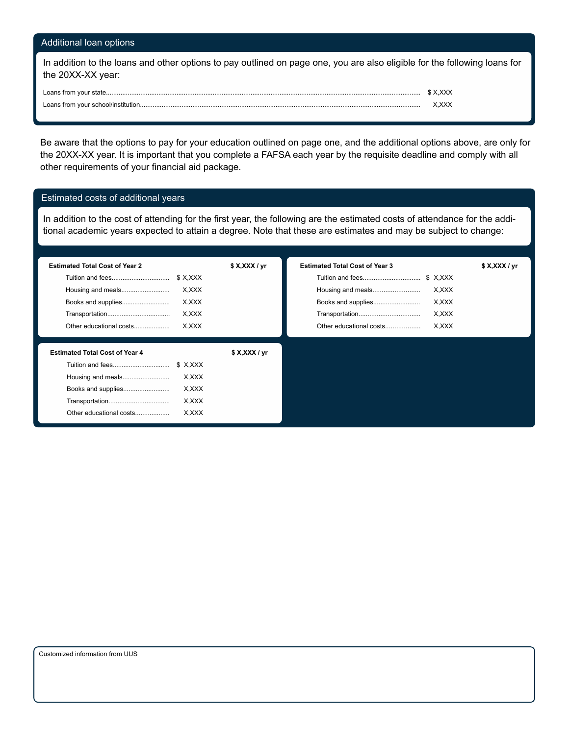## Additional loan options

In addition to the loans and other options to pay outlined on page one, you are also eligible for the following loans for the 20XX-XX year:

| | |
|---|---|
| Loans from your state | $ X,XXX |
| Loans from your school/institution | X,XXX |

Be aware that the options to pay for your education outlined on page one, and the additional options above, are only for the 20XX-XX year. It is important that you complete a FAFSA each year by the requisite deadline and comply with all other requirements of your financial aid package.

## Estimated costs of additional years

In addition to the cost of attending for the first year, the following are the estimated costs of attendance for the additional academic years expected to attain a degree. Note that these are estimates and may be subject to change:

| **Estimated Total Cost of Year 2** | **$ X,XXX / yr** |
|---|---|
| Tuition and fees | $ X,XXX |
| Housing and meals | X,XXX |
| Books and supplies | X,XXX |
| Transportation | X,XXX |
| Other educational costs | X,XXX |

| **Estimated Total Cost of Year 3** | **$ X,XXX / yr** |
|---|---|
| Tuition and fees | $ X,XXX |
| Housing and meals | X,XXX |
| Books and supplies | X,XXX |
| Transportation | X,XXX |
| Other educational costs | X,XXX |

| **Estimated Total Cost of Year 4** | **$ X,XXX / yr** |
|---|---|
| Tuition and fees | $ X,XXX |
| Housing and meals | X,XXX |
| Books and supplies | X,XXX |
| Transportation | X,XXX |
| Other educational costs | X,XXX |

Customized information from UUS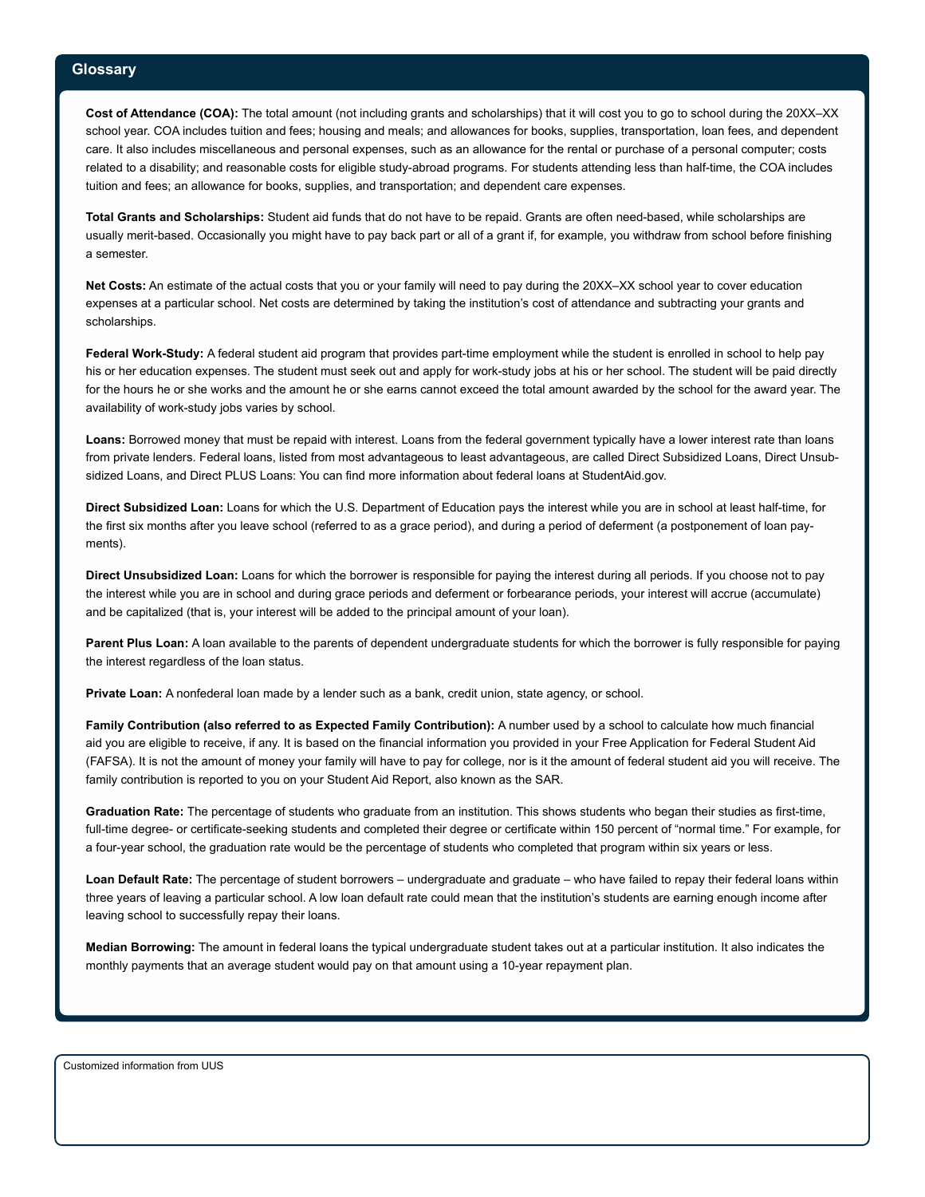## Glossary

**Cost of Attendance (COA):** The total amount (not including grants and scholarships) that it will cost you to go to school during the 20XX–XX school year. COA includes tuition and fees; housing and meals; and allowances for books, supplies, transportation, loan fees, and dependent care. It also includes miscellaneous and personal expenses, such as an allowance for the rental or purchase of a personal computer; costs related to a disability; and reasonable costs for eligible study-abroad programs. For students attending less than half-time, the COA includes tuition and fees; an allowance for books, supplies, and transportation; and dependent care expenses.

**Total Grants and Scholarships:** Student aid funds that do not have to be repaid. Grants are often need-based, while scholarships are usually merit-based. Occasionally you might have to pay back part or all of a grant if, for example, you withdraw from school before finishing a semester.

**Net Costs:** An estimate of the actual costs that you or your family will need to pay during the 20XX–XX school year to cover education expenses at a particular school. Net costs are determined by taking the institution's cost of attendance and subtracting your grants and scholarships.

**Federal Work-Study:** A federal student aid program that provides part-time employment while the student is enrolled in school to help pay his or her education expenses. The student must seek out and apply for work-study jobs at his or her school. The student will be paid directly for the hours he or she works and the amount he or she earns cannot exceed the total amount awarded by the school for the award year. The availability of work-study jobs varies by school.

**Loans:** Borrowed money that must be repaid with interest. Loans from the federal government typically have a lower interest rate than loans from private lenders. Federal loans, listed from most advantageous to least advantageous, are called Direct Subsidized Loans, Direct Unsubsidized Loans, and Direct PLUS Loans: You can find more information about federal loans at StudentAid.gov.

**Direct Subsidized Loan:** Loans for which the U.S. Department of Education pays the interest while you are in school at least half-time, for the first six months after you leave school (referred to as a grace period), and during a period of deferment (a postponement of loan payments).

**Direct Unsubsidized Loan:** Loans for which the borrower is responsible for paying the interest during all periods. If you choose not to pay the interest while you are in school and during grace periods and deferment or forbearance periods, your interest will accrue (accumulate) and be capitalized (that is, your interest will be added to the principal amount of your loan).

**Parent Plus Loan:** A loan available to the parents of dependent undergraduate students for which the borrower is fully responsible for paying the interest regardless of the loan status.

**Private Loan:** A nonfederal loan made by a lender such as a bank, credit union, state agency, or school.

**Family Contribution (also referred to as Expected Family Contribution):** A number used by a school to calculate how much financial aid you are eligible to receive, if any. It is based on the financial information you provided in your Free Application for Federal Student Aid (FAFSA). It is not the amount of money your family will have to pay for college, nor is it the amount of federal student aid you will receive. The family contribution is reported to you on your Student Aid Report, also known as the SAR.

**Graduation Rate:** The percentage of students who graduate from an institution. This shows students who began their studies as first-time, full-time degree- or certificate-seeking students and completed their degree or certificate within 150 percent of "normal time." For example, for a four-year school, the graduation rate would be the percentage of students who completed that program within six years or less.

**Loan Default Rate:** The percentage of student borrowers – undergraduate and graduate – who have failed to repay their federal loans within three years of leaving a particular school. A low loan default rate could mean that the institution's students are earning enough income after leaving school to successfully repay their loans.

**Median Borrowing:** The amount in federal loans the typical undergraduate student takes out at a particular institution. It also indicates the monthly payments that an average student would pay on that amount using a 10-year repayment plan.

Customized information from UUS